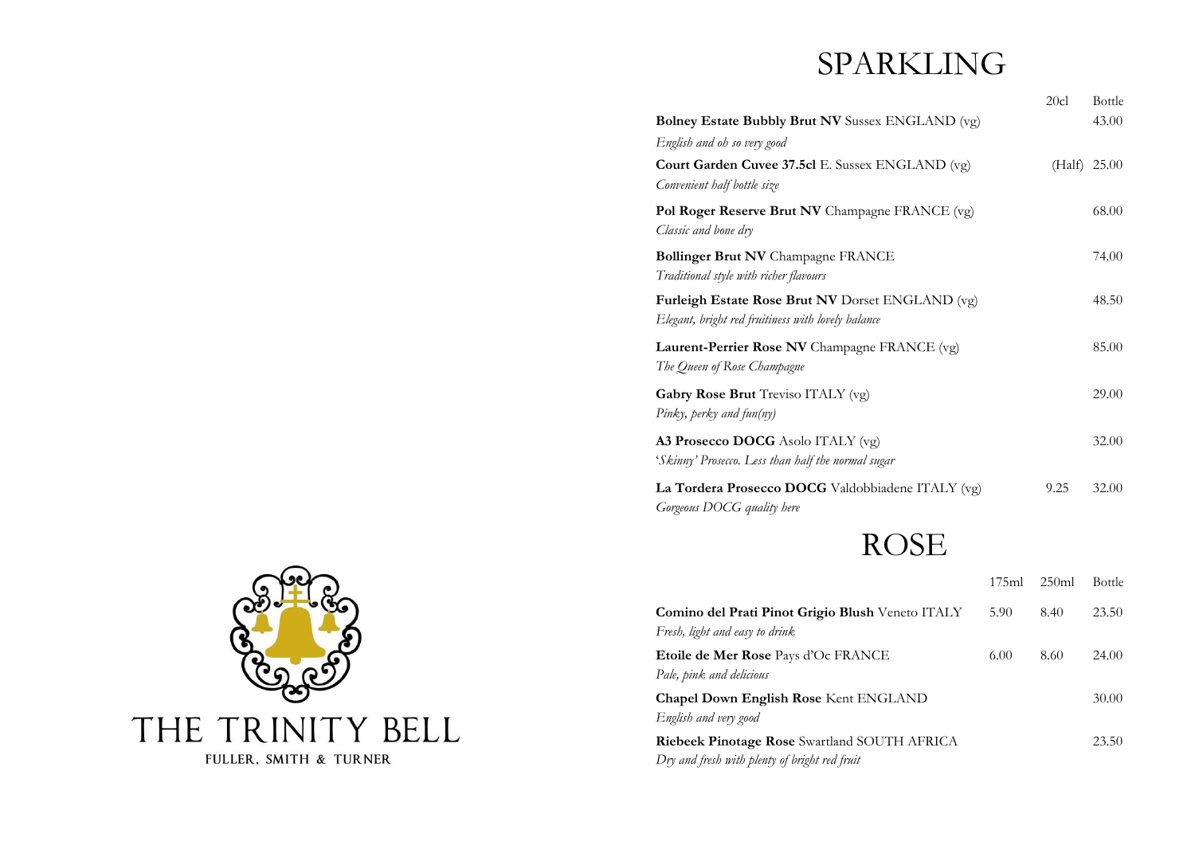# SPARKLING

| | 20cl | Bottle |
|---|---|---|
| **Bolney Estate Bubbly Brut NV** Sussex ENGLAND (vg)<br>*English and oh so very good* | | 43.00 |
| **Court Garden Cuvee 37.5cl** E. Sussex ENGLAND (vg)<br>*Convenient half bottle size* | (Half) | 25.00 |
| **Pol Roger Reserve Brut NV** Champagne FRANCE (vg)<br>*Classic and bone dry* | | 68.00 |
| **Bollinger Brut NV** Champagne FRANCE<br>*Traditional style with richer flavours* | | 74.00 |
| **Furleigh Estate Rose Brut NV** Dorset ENGLAND (vg)<br>*Elegant, bright red fruitiness with lovely balance* | | 48.50 |
| **Laurent-Perrier Rose NV** Champagne FRANCE (vg)<br>*The Queen of Rose Champagne* | | 85.00 |
| **Gabry Rose Brut** Treviso ITALY (vg)<br>*Pinky, perky and fun(ny)* | | 29.00 |
| **A3 Prosecco DOCG** Asolo ITALY (vg)<br>*'Skinny' Prosecco. Less than half the normal sugar* | | 32.00 |
| **La Tordera Prosecco DOCG** Valdobbiadene ITALY (vg)<br>*Gorgeous DOCG quality here* | 9.25 | 32.00 |

# ROSE

| | 175ml | 250ml | Bottle |
|---|---|---|---|
| **Comino del Prati Pinot Grigio Blush** Veneto ITALY<br>*Fresh, light and easy to drink* | 5.90 | 8.40 | 23.50 |
| **Etoile de Mer Rose** Pays d'Oc FRANCE<br>*Pale, pink and delicious* | 6.00 | 8.60 | 24.00 |
| **Chapel Down English Rose** Kent ENGLAND<br>*English and very good* | | | 30.00 |
| **Riebeek Pinotage Rose** Swartland SOUTH AFRICA<br>*Dry and fresh with plenty of bright red fruit* | | | 23.50 |

THE TRINITY BELL

FULLER, SMITH & TURNER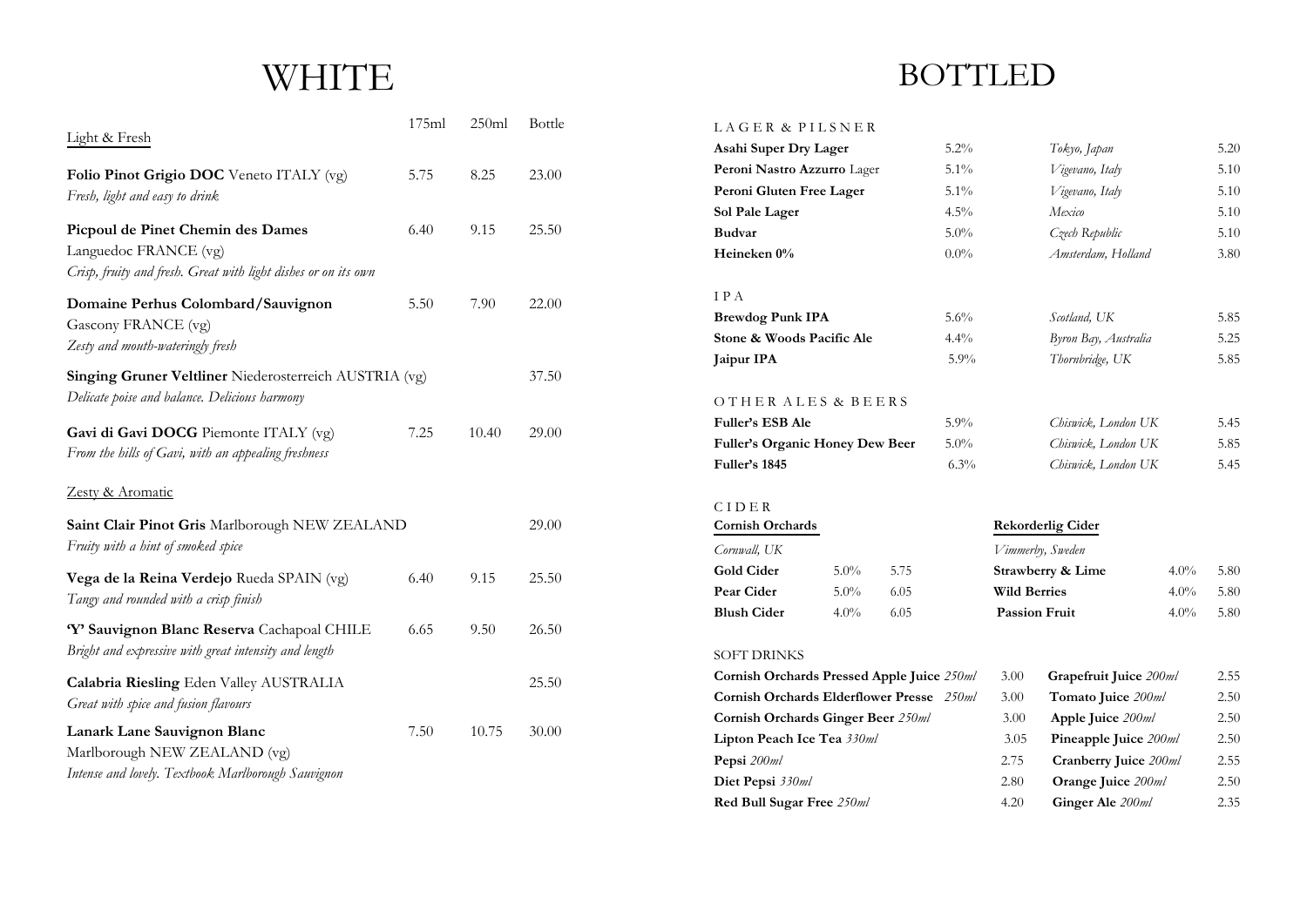# WHITE

| Light & Fresh | 175ml | 250ml | Bottle |
|---|---|---|---|
| **Folio Pinot Grigio DOC** Veneto ITALY (vg)<br>*Fresh, light and easy to drink* | 5.75 | 8.25 | 23.00 |
| **Picpoul de Pinet Chemin des Dames** Languedoc FRANCE (vg)<br>*Crisp, fruity and fresh. Great with light dishes or on its own* | 6.40 | 9.15 | 25.50 |
| **Domaine Perhus Colombard/Sauvignon** Gascony FRANCE (vg)<br>*Zesty and mouth-wateringly fresh* | 5.50 | 7.90 | 22.00 |
| **Singing Gruner Veltliner** Niederosterreich AUSTRIA (vg)<br>*Delicate poise and balance. Delicious harmony* | | | 37.50 |
| **Gavi di Gavi DOCG** Piemonte ITALY (vg)<br>*From the hills of Gavi, with an appealing freshness* | 7.25 | 10.40 | 29.00 |

| Zesty & Aromatic | 175ml | 250ml | Bottle |
|---|---|---|---|
| **Saint Clair Pinot Gris** Marlborough NEW ZEALAND<br>*Fruity with a hint of smoked spice* | | | 29.00 |
| **Vega de la Reina Verdejo** Rueda SPAIN (vg)<br>*Tangy and rounded with a crisp finish* | 6.40 | 9.15 | 25.50 |
| **'Y' Sauvignon Blanc Reserva** Cachapoal CHILE<br>*Bright and expressive with great intensity and length* | 6.65 | 9.50 | 26.50 |
| **Calabria Riesling** Eden Valley AUSTRALIA<br>*Great with spice and fusion flavours* | | | 25.50 |
| **Lanark Lane Sauvignon Blanc** Marlborough NEW ZEALAND (vg)<br>*Intense and lovely. Textbook Marlborough Sauvignon* | 7.50 | 10.75 | 30.00 |

# BOTTLED

## LAGER & PILSNER

| | | | |
|---|---|---|---|
| **Asahi Super Dry Lager** | 5.2% | *Tokyo, Japan* | 5.20 |
| **Peroni Nastro Azzurro** Lager | 5.1% | *Vigevano, Italy* | 5.10 |
| **Peroni Gluten Free Lager** | 5.1% | *Vigevano, Italy* | 5.10 |
| **Sol Pale Lager** | 4.5% | *Mexico* | 5.10 |
| **Budvar** | 5.0% | *Czech Republic* | 5.10 |
| **Heineken 0%** | 0.0% | *Amsterdam, Holland* | 3.80 |

## IPA

| | | | |
|---|---|---|---|
| **Brewdog Punk IPA** | 5.6% | *Scotland, UK* | 5.85 |
| **Stone & Woods Pacific Ale** | 4.4% | *Byron Bay, Australia* | 5.25 |
| **Jaipur IPA** | 5.9% | *Thornbridge, UK* | 5.85 |

## OTHER ALES & BEERS

| | | | |
|---|---|---|---|
| **Fuller's ESB Ale** | 5.9% | *Chiswick, London UK* | 5.45 |
| **Fuller's Organic Honey Dew Beer** | 5.0% | *Chiswick, London UK* | 5.85 |
| **Fuller's 1845** | 6.3% | *Chiswick, London UK* | 5.45 |

## CIDER

**Cornish Orchards**
*Cornwall, UK*

| | | |
|---|---|---|
| **Gold Cider** | 5.0% | 5.75 |
| **Pear Cider** | 5.0% | 6.05 |
| **Blush Cider** | 4.0% | 6.05 |

**Rekorderlig Cider**
*Vimmerby, Sweden*

| | | |
|---|---|---|
| **Strawberry & Lime** | 4.0% | 5.80 |
| **Wild Berries** | 4.0% | 5.80 |
| **Passion Fruit** | 4.0% | 5.80 |

## SOFT DRINKS

| | |
|---|---|
| **Cornish Orchards Pressed Apple Juice** *250ml* | 3.00 |
| **Cornish Orchards Elderflower Presse** *250ml* | 3.00 |
| **Cornish Orchards Ginger Beer** *250ml* | 3.00 |
| **Lipton Peach Ice Tea** *330ml* | 3.05 |
| **Pepsi** *200ml* | 2.75 |
| **Diet Pepsi** *330ml* | 2.80 |
| **Red Bull Sugar Free** *250ml* | 4.20 |
| **Grapefruit Juice** *200ml* | 2.55 |
| **Tomato Juice** *200ml* | 2.50 |
| **Apple Juice** *200ml* | 2.50 |
| **Pineapple Juice** *200ml* | 2.50 |
| **Cranberry Juice** *200ml* | 2.55 |
| **Orange Juice** *200ml* | 2.50 |
| **Ginger Ale** *200ml* | 2.35 |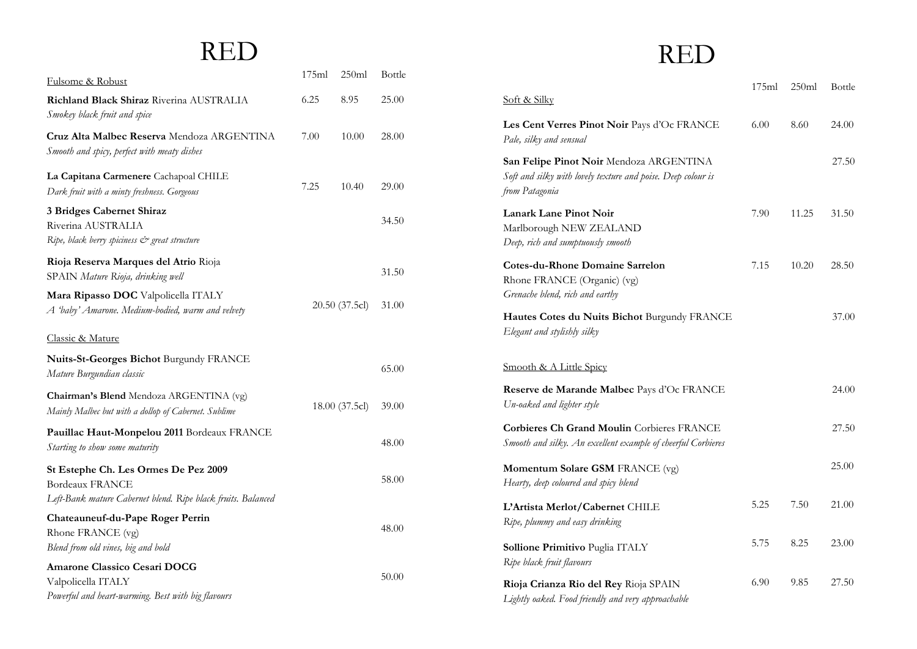# RED

| Fulsome & Robust | 175ml | 250ml | Bottle |
|---|---|---|---|
| **Richland Black Shiraz** Riverina AUSTRALIA<br>*Smokey black fruit and spice* | 6.25 | 8.95 | 25.00 |
| **Cruz Alta Malbec Reserva** Mendoza ARGENTINA<br>*Smooth and spicy, perfect with meaty dishes* | 7.00 | 10.00 | 28.00 |
| **La Capitana Carmenere** Cachapoal CHILE<br>*Dark fruit with a minty freshness. Gorgeous* | 7.25 | 10.40 | 29.00 |
| **3 Bridges Cabernet Shiraz** Riverina AUSTRALIA<br>*Ripe, black berry spiciness & great structure* | | | 34.50 |
| **Rioja Reserva Marques del Atrio** Rioja SPAIN *Mature Rioja, drinking well* | | | 31.50 |
| **Mara Ripasso DOC** Valpolicella ITALY<br>*A 'baby' Amarone. Medium-bodied, warm and velvety* | | 20.50 (37.5cl) | 31.00 |

| Classic & Mature | 175ml | 250ml | Bottle |
|---|---|---|---|
| **Nuits-St-Georges Bichot** Burgundy FRANCE<br>*Mature Burgundian classic* | | | 65.00 |
| **Chairman's Blend** Mendoza ARGENTINA (vg)<br>*Mainly Malbec but with a dollop of Cabernet. Sublime* | | 18.00 (37.5cl) | 39.00 |
| **Pauillac Haut-Monpelou 2011** Bordeaux FRANCE<br>*Starting to show some maturity* | | | 48.00 |
| **St Estephe Ch. Les Ormes De Pez 2009** Bordeaux FRANCE<br>*Left-Bank mature Cabernet blend. Ripe black fruits. Balanced* | | | 58.00 |
| **Chateauneuf-du-Pape Roger Perrin** Rhone FRANCE (vg)<br>*Blend from old vines, big and bold* | | | 48.00 |
| **Amarone Classico Cesari DOCG** Valpolicella ITALY<br>*Powerful and heart-warming. Best with big flavours* | | | 50.00 |

# RED

| Soft & Silky | 175ml | 250ml | Bottle |
|---|---|---|---|
| **Les Cent Verres Pinot Noir** Pays d'Oc FRANCE<br>*Pale, silky and sensual* | 6.00 | 8.60 | 24.00 |
| **San Felipe Pinot Noir** Mendoza ARGENTINA<br>*Soft and silky with lovely texture and poise. Deep colour is from Patagonia* | | | 27.50 |
| **Lanark Lane Pinot Noir** Marlborough NEW ZEALAND<br>*Deep, rich and sumptuously smooth* | 7.90 | 11.25 | 31.50 |
| **Cotes-du-Rhone Domaine Sarrelon** Rhone FRANCE (Organic) (vg)<br>*Grenache blend, rich and earthy* | 7.15 | 10.20 | 28.50 |
| **Hautes Cotes du Nuits Bichot** Burgundy FRANCE<br>*Elegant and stylishly silky* | | | 37.00 |

| Smooth & A Little Spicy | 175ml | 250ml | Bottle |
|---|---|---|---|
| **Reserve de Marande Malbec** Pays d'Oc FRANCE<br>*Un-oaked and lighter style* | | | 24.00 |
| **Corbieres Ch Grand Moulin** Corbieres FRANCE<br>*Smooth and silky. An excellent example of cheerful Corbieres* | | | 27.50 |
| **Momentum Solare GSM** FRANCE (vg)<br>*Hearty, deep coloured and spicy blend* | | | 25.00 |
| **L'Artista Merlot/Cabernet** CHILE<br>*Ripe, plummy and easy drinking* | 5.25 | 7.50 | 21.00 |
| **Sollione Primitivo** Puglia ITALY<br>*Ripe black fruit flavours* | 5.75 | 8.25 | 23.00 |
| **Rioja Crianza Rio del Rey** Rioja SPAIN<br>*Lightly oaked. Food friendly and very approachable* | 6.90 | 9.85 | 27.50 |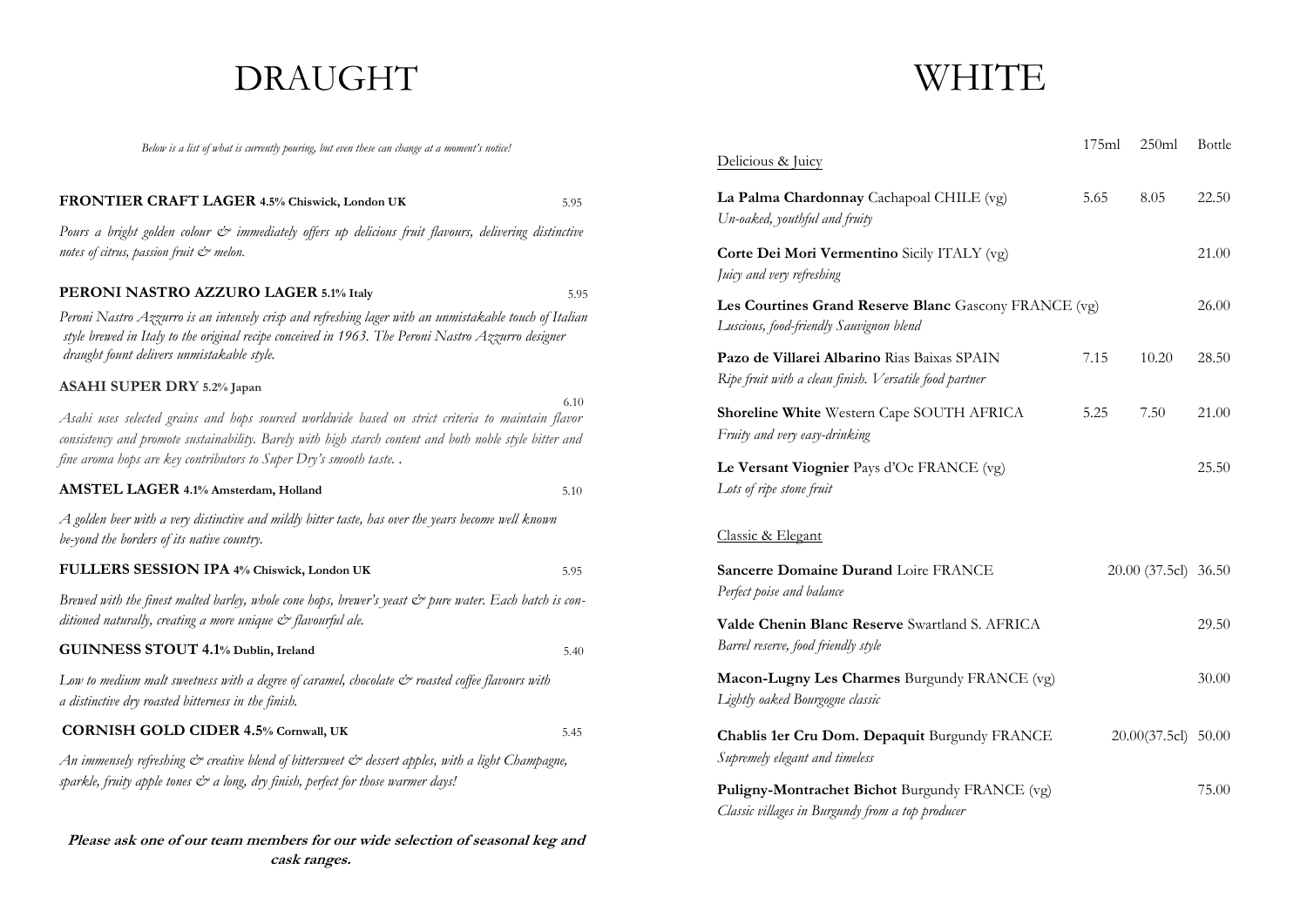# DRAUGHT

*Below is a list of what is currently pouring, but even these can change at a moment's notice!*

**FRONTIER CRAFT LAGER 4.5% Chiswick, London UK** 5.95

*Pours a bright golden colour & immediately offers up delicious fruit flavours, delivering distinctive notes of citrus, passion fruit & melon.*

**PERONI NASTRO AZZURO LAGER 5.1% Italy** 5.95

*Peroni Nastro Azzurro is an intensely crisp and refreshing lager with an unmistakable touch of Italian style brewed in Italy to the original recipe conceived in 1963. The Peroni Nastro Azzurro designer draught fount delivers unmistakable style.*

**ASAHI SUPER DRY 5.2% Japan** 6.10

*Asahi uses selected grains and hops sourced worldwide based on strict criteria to maintain flavor consistency and promote sustainability. Barely with high starch content and both noble style bitter and fine aroma hops are key contributors to Super Dry's smooth taste. .*

**AMSTEL LAGER 4.1% Amsterdam, Holland** 5.10

*A golden beer with a very distinctive and mildly bitter taste, has over the years become well known be-yond the borders of its native country.*

**FULLERS SESSION IPA 4% Chiswick, London UK** 5.95

*Brewed with the finest malted barley, whole cone hops, brewer's yeast & pure water. Each batch is con-ditioned naturally, creating a more unique & flavourful ale.*

**GUINNESS STOUT 4.1% Dublin, Ireland** 5.40

*Low to medium malt sweetness with a degree of caramel, chocolate & roasted coffee flavours with a distinctive dry roasted bitterness in the finish.*

**CORNISH GOLD CIDER 4.5% Cornwall, UK** 5.45

*An immensely refreshing & creative blend of bittersweet & dessert apples, with a light Champagne, sparkle, fruity apple tones & a long, dry finish, perfect for those warmer days!*

**Please ask one of our team members for our wide selection of seasonal keg and cask ranges.**

# WHITE

| Delicious & Juicy | 175ml | 250ml | Bottle |
|---|---|---|---|
| **La Palma Chardonnay** Cachapoal CHILE (vg)<br>*Un-oaked, youthful and fruity* | 5.65 | 8.05 | 22.50 |
| **Corte Dei Mori Vermentino** Sicily ITALY (vg)<br>*Juicy and very refreshing* | | | 21.00 |
| **Les Courtines Grand Reserve Blanc** Gascony FRANCE (vg)<br>*Luscious, food-friendly Sauvignon blend* | | | 26.00 |
| **Pazo de Villarei Albarino** Rias Baixas SPAIN<br>*Ripe fruit with a clean finish. Versatile food partner* | 7.15 | 10.20 | 28.50 |
| **Shoreline White** Western Cape SOUTH AFRICA<br>*Fruity and very easy-drinking* | 5.25 | 7.50 | 21.00 |
| **Le Versant Viognier** Pays d'Oc FRANCE (vg)<br>*Lots of ripe stone fruit* | | | 25.50 |

| Classic & Elegant | | | |
|---|---|---|---|
| **Sancerre Domaine Durand** Loire FRANCE<br>*Perfect poise and balance* | | 20.00 (37.5cl) | 36.50 |
| **Valde Chenin Blanc Reserve** Swartland S. AFRICA<br>*Barrel reserve, food friendly style* | | | 29.50 |
| **Macon-Lugny Les Charmes** Burgundy FRANCE (vg)<br>*Lightly oaked Bourgogne classic* | | | 30.00 |
| **Chablis 1er Cru Dom. Depaquit** Burgundy FRANCE<br>*Supremely elegant and timeless* | | 20.00(37.5cl) | 50.00 |
| **Puligny-Montrachet Bichot** Burgundy FRANCE (vg)<br>*Classic villages in Burgundy from a top producer* | | | 75.00 |